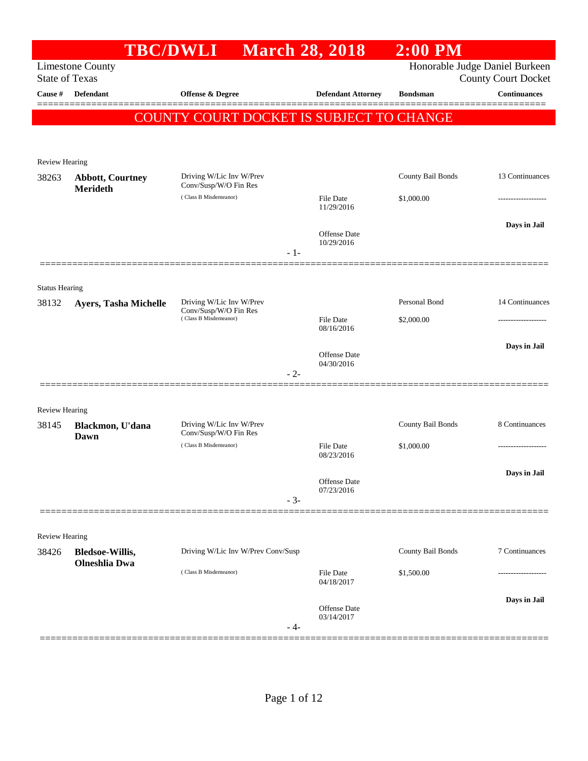# TBC/DWLI March 28, 2018 2:00 PM

Limestone County
State of Texas

Honorable Judge Daniel Burkeen
County Court Docket

| Cause # | Defendant | Offense & Degree | Defendant Attorney | Bondsman | Continuances |
|---|---|---|---|---|---|

**COUNTY COURT DOCKET IS SUBJECT TO CHANGE**

---

Review Hearing

| Cause # | Defendant | Offense & Degree | Defendant Attorney | Bondsman | Continuances |
|---|---|---|---|---|---|
| 38263 | **Abbott, Courtney Merideth** | Driving W/Lic Inv W/Prev Conv/Susp/W/O Fin Res ( Class B Misdemeanor) | File Date 11/29/2016 Offense Date 10/29/2016 | County Bail Bonds $1,000.00 | 13 Continuances ------------------- **Days in Jail** |

- 1-

---

Status Hearing

| Cause # | Defendant | Offense & Degree | Defendant Attorney | Bondsman | Continuances |
|---|---|---|---|---|---|
| 38132 | **Ayers, Tasha Michelle** | Driving W/Lic Inv W/Prev Conv/Susp/W/O Fin Res ( Class B Misdemeanor) | File Date 08/16/2016 Offense Date 04/30/2016 | Personal Bond $2,000.00 | 14 Continuances ------------------- **Days in Jail** |

- 2-

---

Review Hearing

| Cause # | Defendant | Offense & Degree | Defendant Attorney | Bondsman | Continuances |
|---|---|---|---|---|---|
| 38145 | **Blackmon, U'dana Dawn** | Driving W/Lic Inv W/Prev Conv/Susp/W/O Fin Res ( Class B Misdemeanor) | File Date 08/23/2016 Offense Date 07/23/2016 | County Bail Bonds $1,000.00 | 8 Continuances ------------------- **Days in Jail** |

- 3-

---

Review Hearing

| Cause # | Defendant | Offense & Degree | Defendant Attorney | Bondsman | Continuances |
|---|---|---|---|---|---|
| 38426 | **Bledsoe-Willis, Olneshlia Dwa** | Driving W/Lic Inv W/Prev Conv/Susp ( Class B Misdemeanor) | File Date 04/18/2017 Offense Date 03/14/2017 | County Bail Bonds $1,500.00 | 7 Continuances ------------------- **Days in Jail** |

- 4-

---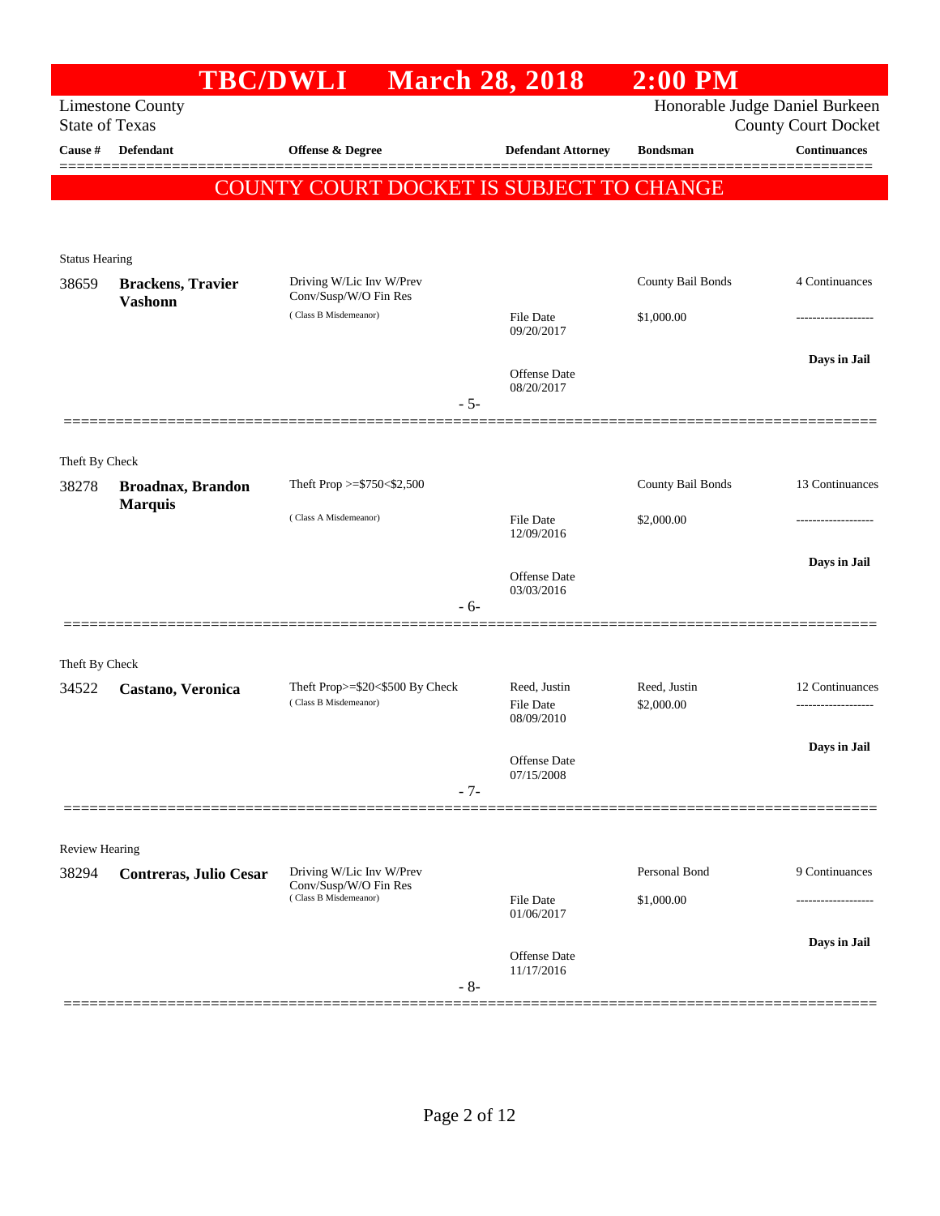# TBC/DWLI March 28, 2018 2:00 PM

Limestone County
State of Texas

Honorable Judge Daniel Burkeen
County Court Docket

| Cause # | Defendant | Offense & Degree | Defendant Attorney | Bondsman | Continuances |
|---|---|---|---|---|---|

**COUNTY COURT DOCKET IS SUBJECT TO CHANGE**

Status Hearing

| Cause # | Defendant | Offense & Degree | Defendant Attorney | Bondsman | Continuances |
|---|---|---|---|---|---|
| 38659 | **Brackens, Travier Vashonn** | Driving W/Lic Inv W/Prev Conv/Susp/W/O Fin Res (Class B Misdemeanor) | File Date 09/20/2017<br>Offense Date 08/20/2017 | County Bail Bonds<br>$1,000.00 | 4 Continuances<br>-------------------<br>**Days in Jail** |

- 5-

Theft By Check

| Cause # | Defendant | Offense & Degree | Defendant Attorney | Bondsman | Continuances |
|---|---|---|---|---|---|
| 38278 | **Broadnax, Brandon Marquis** | Theft Prop >=$750<$2,500 (Class A Misdemeanor) | File Date 12/09/2016<br>Offense Date 03/03/2016 | County Bail Bonds<br>$2,000.00 | 13 Continuances<br>-------------------<br>**Days in Jail** |

- 6-

Theft By Check

| Cause # | Defendant | Offense & Degree | Defendant Attorney | Bondsman | Continuances |
|---|---|---|---|---|---|
| 34522 | **Castano, Veronica** | Theft Prop>=$20<$500 By Check (Class B Misdemeanor) | Reed, Justin<br>File Date 08/09/2010<br>Offense Date 07/15/2008 | Reed, Justin<br>$2,000.00 | 12 Continuances<br>-------------------<br>**Days in Jail** |

- 7-

Review Hearing

| Cause # | Defendant | Offense & Degree | Defendant Attorney | Bondsman | Continuances |
|---|---|---|---|---|---|
| 38294 | **Contreras, Julio Cesar** | Driving W/Lic Inv W/Prev Conv/Susp/W/O Fin Res (Class B Misdemeanor) | File Date 01/06/2017<br>Offense Date 11/17/2016 | Personal Bond<br>$1,000.00 | 9 Continuances<br>-------------------<br>**Days in Jail** |

- 8-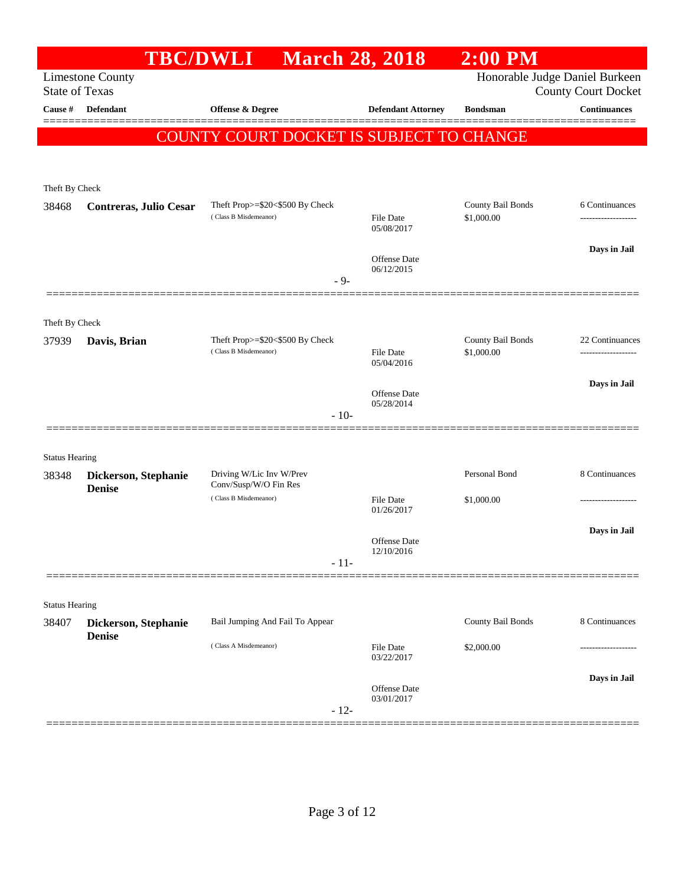# TBC/DWLI March 28, 2018 2:00 PM

Limestone County
State of Texas

Honorable Judge Daniel Burkeen
County Court Docket

| Cause # | Defendant | Offense & Degree | Defendant Attorney | Bondsman | Continuances |
|---|---|---|---|---|---|

**COUNTY COURT DOCKET IS SUBJECT TO CHANGE**

---

Theft By Check

| Cause # | Defendant | Offense & Degree | Defendant Attorney | Bondsman | Continuances |
|---|---|---|---|---|---|
| 38468 | **Contreras, Julio Cesar** | Theft Prop>=$20<$500 By Check (Class B Misdemeanor) | File Date 05/08/2017; Offense Date 06/12/2015 | County Bail Bonds $1,000.00 | 6 Continuances; Days in Jail |

- 9-

---

Theft By Check

| Cause # | Defendant | Offense & Degree | Defendant Attorney | Bondsman | Continuances |
|---|---|---|---|---|---|
| 37939 | **Davis, Brian** | Theft Prop>=$20<$500 By Check (Class B Misdemeanor) | File Date 05/04/2016; Offense Date 05/28/2014 | County Bail Bonds $1,000.00 | 22 Continuances; Days in Jail |

- 10-

---

Status Hearing

| Cause # | Defendant | Offense & Degree | Defendant Attorney | Bondsman | Continuances |
|---|---|---|---|---|---|
| 38348 | **Dickerson, Stephanie Denise** | Driving W/Lic Inv W/Prev Conv/Susp/W/O Fin Res (Class B Misdemeanor) | File Date 01/26/2017; Offense Date 12/10/2016 | Personal Bond $1,000.00 | 8 Continuances; Days in Jail |

- 11-

---

Status Hearing

| Cause # | Defendant | Offense & Degree | Defendant Attorney | Bondsman | Continuances |
|---|---|---|---|---|---|
| 38407 | **Dickerson, Stephanie Denise** | Bail Jumping And Fail To Appear (Class A Misdemeanor) | File Date 03/22/2017; Offense Date 03/01/2017 | County Bail Bonds $2,000.00 | 8 Continuances; Days in Jail |

- 12-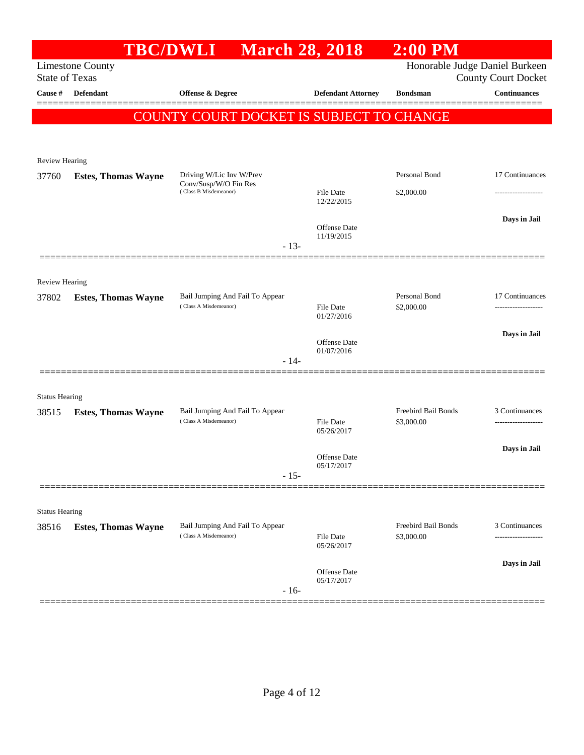# TBC/DWLI March 28, 2018 2:00 PM

Limestone County
State of Texas

Honorable Judge Daniel Burkeen
County Court Docket

| Cause # | Defendant | Offense & Degree | Defendant Attorney | Bondsman | Continuances |
|---|---|---|---|---|---|

**COUNTY COURT DOCKET IS SUBJECT TO CHANGE**

---

Review Hearing

| Cause # | Defendant | Offense & Degree | Defendant Attorney | Bondsman | Continuances |
|---|---|---|---|---|---|
| 37760 | **Estes, Thomas Wayne** | Driving W/Lic Inv W/Prev Conv/Susp/W/O Fin Res (Class B Misdemeanor) | File Date 12/22/2015 | Personal Bond $2,000.00 | 17 Continuances |
| | | | Offense Date 11/19/2015 | | **Days in Jail** |

- 13-

---

Review Hearing

| Cause # | Defendant | Offense & Degree | Defendant Attorney | Bondsman | Continuances |
|---|---|---|---|---|---|
| 37802 | **Estes, Thomas Wayne** | Bail Jumping And Fail To Appear (Class A Misdemeanor) | File Date 01/27/2016 | Personal Bond $2,000.00 | 17 Continuances |
| | | | Offense Date 01/07/2016 | | **Days in Jail** |

- 14-

---

Status Hearing

| Cause # | Defendant | Offense & Degree | Defendant Attorney | Bondsman | Continuances |
|---|---|---|---|---|---|
| 38515 | **Estes, Thomas Wayne** | Bail Jumping And Fail To Appear (Class A Misdemeanor) | File Date 05/26/2017 | Freebird Bail Bonds $3,000.00 | 3 Continuances |
| | | | Offense Date 05/17/2017 | | **Days in Jail** |

- 15-

---

Status Hearing

| Cause # | Defendant | Offense & Degree | Defendant Attorney | Bondsman | Continuances |
|---|---|---|---|---|---|
| 38516 | **Estes, Thomas Wayne** | Bail Jumping And Fail To Appear (Class A Misdemeanor) | File Date 05/26/2017 | Freebird Bail Bonds $3,000.00 | 3 Continuances |
| | | | Offense Date 05/17/2017 | | **Days in Jail** |

- 16-

---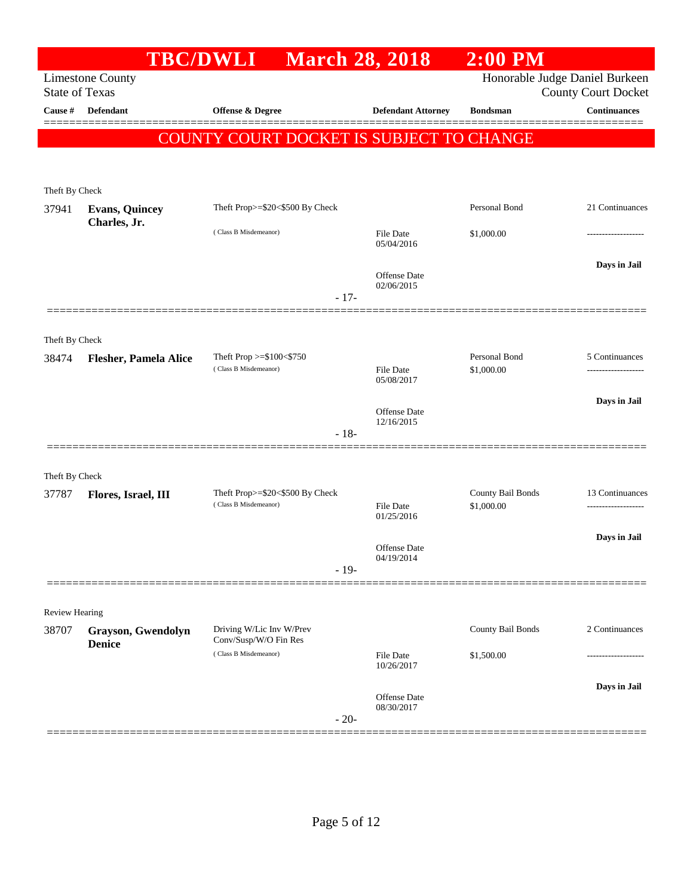# TBC/DWLI March 28, 2018 2:00 PM

Limestone County
State of Texas

Honorable Judge Daniel Burkeen
County Court Docket

| Cause # | Defendant | Offense & Degree | Defendant Attorney | Bondsman | Continuances |
|---|---|---|---|---|---|

**COUNTY COURT DOCKET IS SUBJECT TO CHANGE**

---

Theft By Check

| Cause # | Defendant | Offense & Degree | Defendant Attorney | Bondsman | Continuances |
|---|---|---|---|---|---|
| 37941 | **Evans, Quincey Charles, Jr.** | Theft Prop>=$20<$500 By Check (Class B Misdemeanor) | File Date 05/04/2016; Offense Date 02/06/2015 | Personal Bond $1,000.00 | 21 Continuances; ------------------; **Days in Jail** |

- 17-

---

Theft By Check

| Cause # | Defendant | Offense & Degree | Defendant Attorney | Bondsman | Continuances |
|---|---|---|---|---|---|
| 38474 | **Flesher, Pamela Alice** | Theft Prop >=$100<$750 (Class B Misdemeanor) | File Date 05/08/2017; Offense Date 12/16/2015 | Personal Bond $1,000.00 | 5 Continuances; ------------------; **Days in Jail** |

- 18-

---

Theft By Check

| Cause # | Defendant | Offense & Degree | Defendant Attorney | Bondsman | Continuances |
|---|---|---|---|---|---|
| 37787 | **Flores, Israel, III** | Theft Prop>=$20<$500 By Check (Class B Misdemeanor) | File Date 01/25/2016; Offense Date 04/19/2014 | County Bail Bonds $1,000.00 | 13 Continuances; ------------------; **Days in Jail** |

- 19-

---

Review Hearing

| Cause # | Defendant | Offense & Degree | Defendant Attorney | Bondsman | Continuances |
|---|---|---|---|---|---|
| 38707 | **Grayson, Gwendolyn Denice** | Driving W/Lic Inv W/Prev Conv/Susp/W/O Fin Res (Class B Misdemeanor) | File Date 10/26/2017; Offense Date 08/30/2017 | County Bail Bonds $1,500.00 | 2 Continuances; ------------------; **Days in Jail** |

- 20-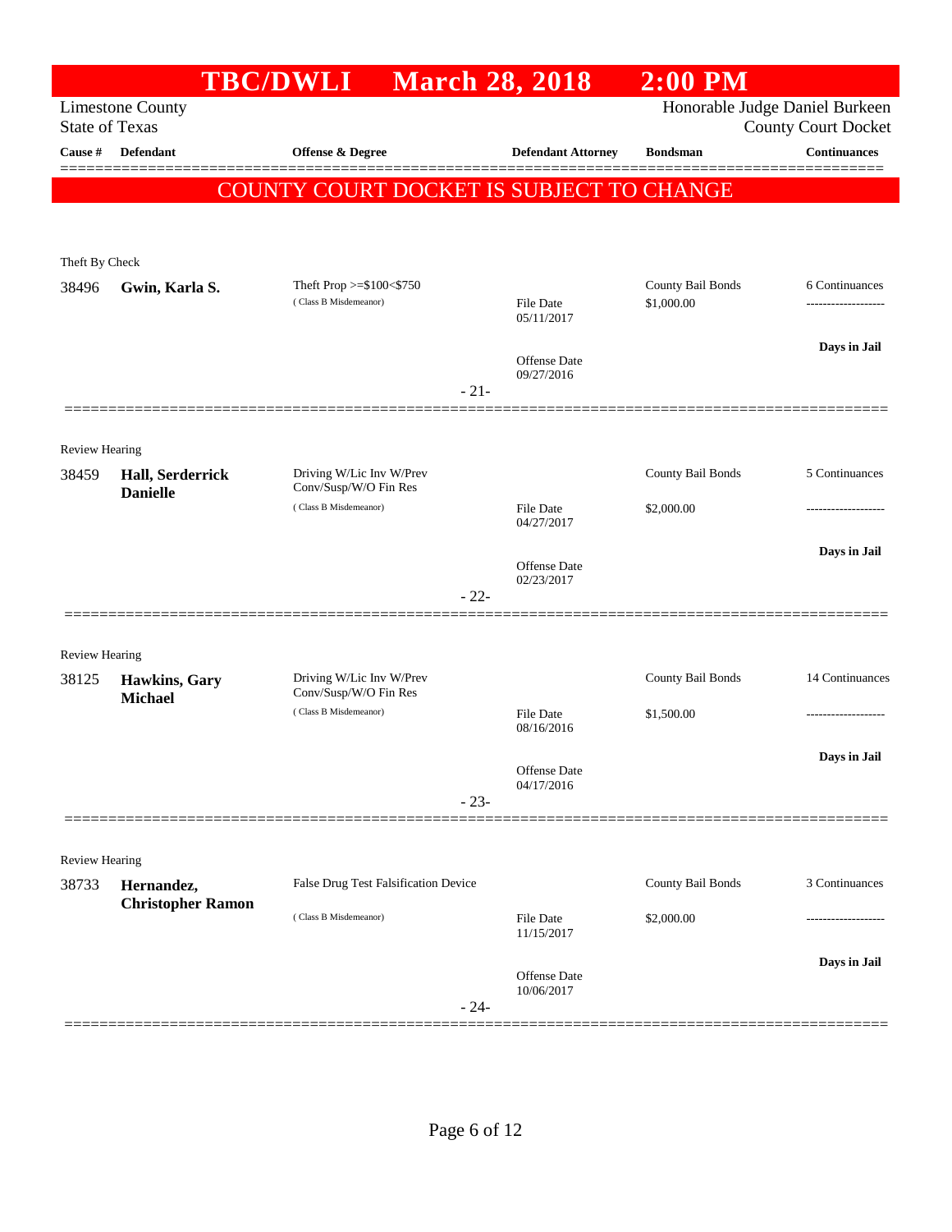# TBC/DWLI March 28, 2018 2:00 PM

Limestone County
State of Texas

Honorable Judge Daniel Burkeen
County Court Docket

**COUNTY COURT DOCKET IS SUBJECT TO CHANGE**

| Cause # | Defendant | Offense & Degree | Defendant Attorney | Bondsman | Continuances |
|---|---|---|---|---|---|
| **Theft By Check** | | | | | |
| 38496 | **Gwin, Karla S.** | Theft Prop >=$100<$750 (Class B Misdemeanor) | File Date 05/11/2017; Offense Date 09/27/2016 | County Bail Bonds $1,000.00 | 6 Continuances; Days in Jail |
| | | | - 21- | | |
| **Review Hearing** | | | | | |
| 38459 | **Hall, Serderrick Danielle** | Driving W/Lic Inv W/Prev Conv/Susp/W/O Fin Res (Class B Misdemeanor) | File Date 04/27/2017; Offense Date 02/23/2017 | County Bail Bonds $2,000.00 | 5 Continuances; Days in Jail |
| | | | - 22- | | |
| **Review Hearing** | | | | | |
| 38125 | **Hawkins, Gary Michael** | Driving W/Lic Inv W/Prev Conv/Susp/W/O Fin Res (Class B Misdemeanor) | File Date 08/16/2016; Offense Date 04/17/2016 | County Bail Bonds $1,500.00 | 14 Continuances; Days in Jail |
| | | | - 23- | | |
| **Review Hearing** | | | | | |
| 38733 | **Hernandez, Christopher Ramon** | False Drug Test Falsification Device (Class B Misdemeanor) | File Date 11/15/2017; Offense Date 10/06/2017 | County Bail Bonds $2,000.00 | 3 Continuances; Days in Jail |
| | | | - 24- | | |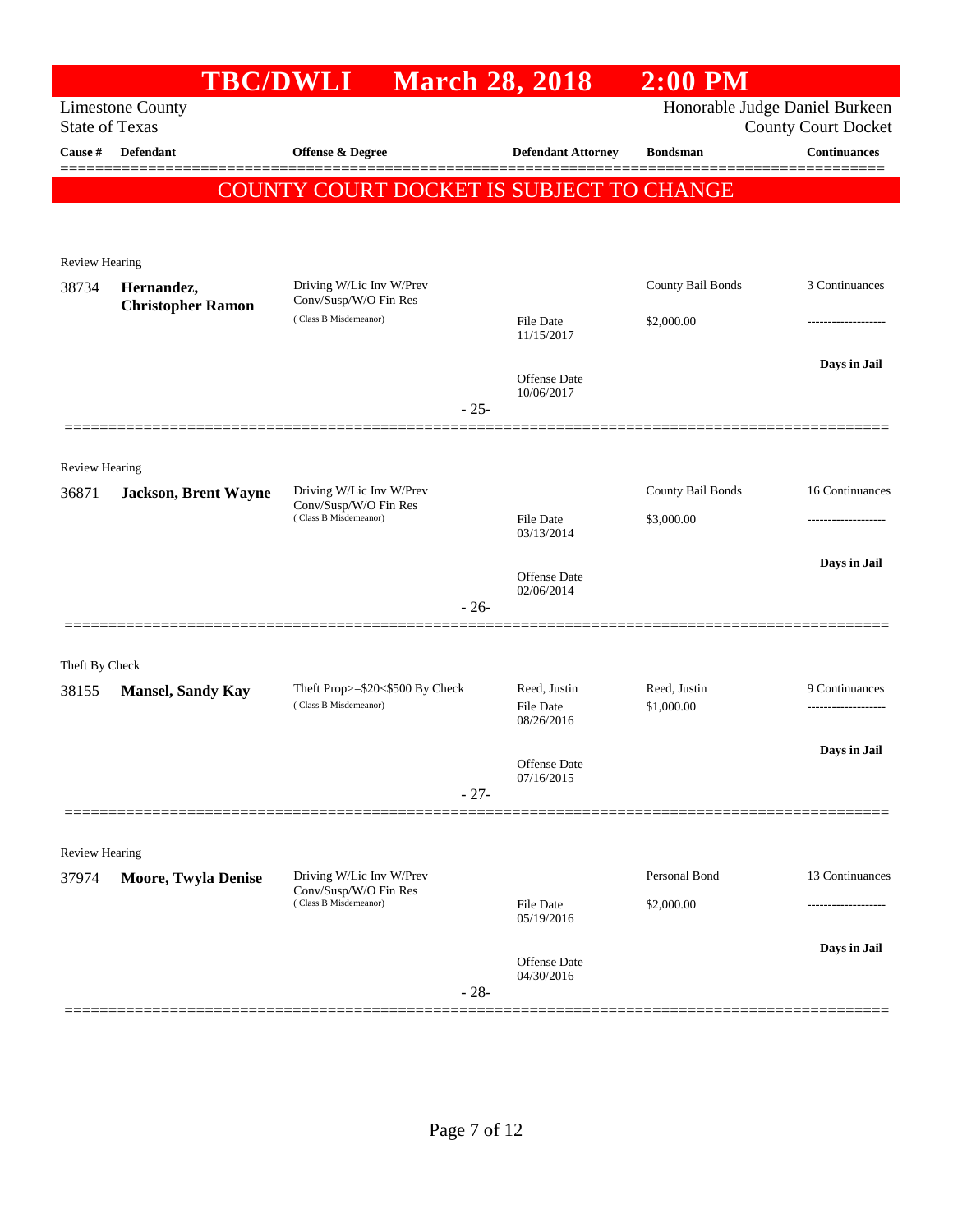# TBC/DWLI March 28, 2018 2:00 PM

Limestone County
State of Texas

Honorable Judge Daniel Burkeen
County Court Docket

| Cause # | Defendant | Offense & Degree | Defendant Attorney | Bondsman | Continuances |
|---|---|---|---|---|---|

**COUNTY COURT DOCKET IS SUBJECT TO CHANGE**

---

Review Hearing

| Cause # | Defendant | Offense & Degree | Defendant Attorney | Bondsman | Continuances |
|---|---|---|---|---|---|
| 38734 | **Hernandez, Christopher Ramon** | Driving W/Lic Inv W/Prev Conv/Susp/W/O Fin Res (Class B Misdemeanor) | File Date 11/15/2017 | County Bail Bonds $2,000.00 | 3 Continuances |
| | | | Offense Date 10/06/2017 | | Days in Jail |

- 25-

---

Review Hearing

| Cause # | Defendant | Offense & Degree | Defendant Attorney | Bondsman | Continuances |
|---|---|---|---|---|---|
| 36871 | **Jackson, Brent Wayne** | Driving W/Lic Inv W/Prev Conv/Susp/W/O Fin Res (Class B Misdemeanor) | File Date 03/13/2014 | County Bail Bonds $3,000.00 | 16 Continuances |
| | | | Offense Date 02/06/2014 | | Days in Jail |

- 26-

---

Theft By Check

| Cause # | Defendant | Offense & Degree | Defendant Attorney | Bondsman | Continuances |
|---|---|---|---|---|---|
| 38155 | **Mansel, Sandy Kay** | Theft Prop>=$20<$500 By Check (Class B Misdemeanor) | Reed, Justin<br>File Date 08/26/2016 | Reed, Justin $1,000.00 | 9 Continuances |
| | | | Offense Date 07/16/2015 | | Days in Jail |

- 27-

---

Review Hearing

| Cause # | Defendant | Offense & Degree | Defendant Attorney | Bondsman | Continuances |
|---|---|---|---|---|---|
| 37974 | **Moore, Twyla Denise** | Driving W/Lic Inv W/Prev Conv/Susp/W/O Fin Res (Class B Misdemeanor) | File Date 05/19/2016 | Personal Bond $2,000.00 | 13 Continuances |
| | | | Offense Date 04/30/2016 | | Days in Jail |

- 28-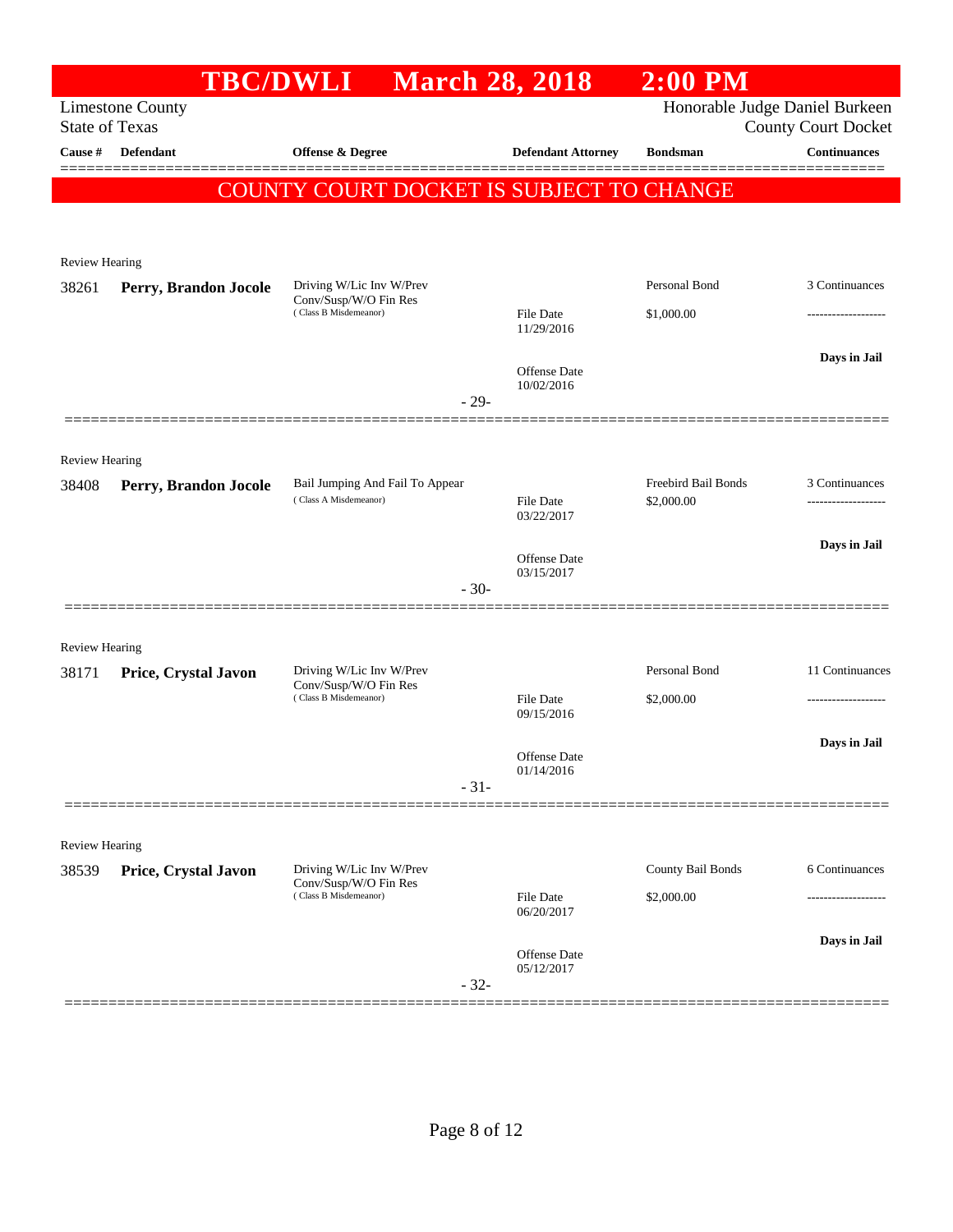# TBC/DWLI March 28, 2018 2:00 PM

Limestone County
State of Texas

Honorable Judge Daniel Burkeen
County Court Docket

| Cause # | Defendant | Offense & Degree | Defendant Attorney | Bondsman | Continuances |
|---|---|---|---|---|---|

COUNTY COURT DOCKET IS SUBJECT TO CHANGE

Review Hearing

| Cause # | Defendant | Offense & Degree | Defendant Attorney | Bondsman | Continuances |
|---|---|---|---|---|---|
| 38261 | **Perry, Brandon Jocole** | Driving W/Lic Inv W/Prev Conv/Susp/W/O Fin Res (Class B Misdemeanor) | File Date 11/29/2016 | Personal Bond $1,000.00 | 3 Continuances |
| | | | Offense Date 10/02/2016 | | **Days in Jail** |

- 29-

Review Hearing

| Cause # | Defendant | Offense & Degree | Defendant Attorney | Bondsman | Continuances |
|---|---|---|---|---|---|
| 38408 | **Perry, Brandon Jocole** | Bail Jumping And Fail To Appear (Class A Misdemeanor) | File Date 03/22/2017 | Freebird Bail Bonds $2,000.00 | 3 Continuances |
| | | | Offense Date 03/15/2017 | | **Days in Jail** |

- 30-

Review Hearing

| Cause # | Defendant | Offense & Degree | Defendant Attorney | Bondsman | Continuances |
|---|---|---|---|---|---|
| 38171 | **Price, Crystal Javon** | Driving W/Lic Inv W/Prev Conv/Susp/W/O Fin Res (Class B Misdemeanor) | File Date 09/15/2016 | Personal Bond $2,000.00 | 11 Continuances |
| | | | Offense Date 01/14/2016 | | **Days in Jail** |

- 31-

Review Hearing

| Cause # | Defendant | Offense & Degree | Defendant Attorney | Bondsman | Continuances |
|---|---|---|---|---|---|
| 38539 | **Price, Crystal Javon** | Driving W/Lic Inv W/Prev Conv/Susp/W/O Fin Res (Class B Misdemeanor) | File Date 06/20/2017 | County Bail Bonds $2,000.00 | 6 Continuances |
| | | | Offense Date 05/12/2017 | | **Days in Jail** |

- 32-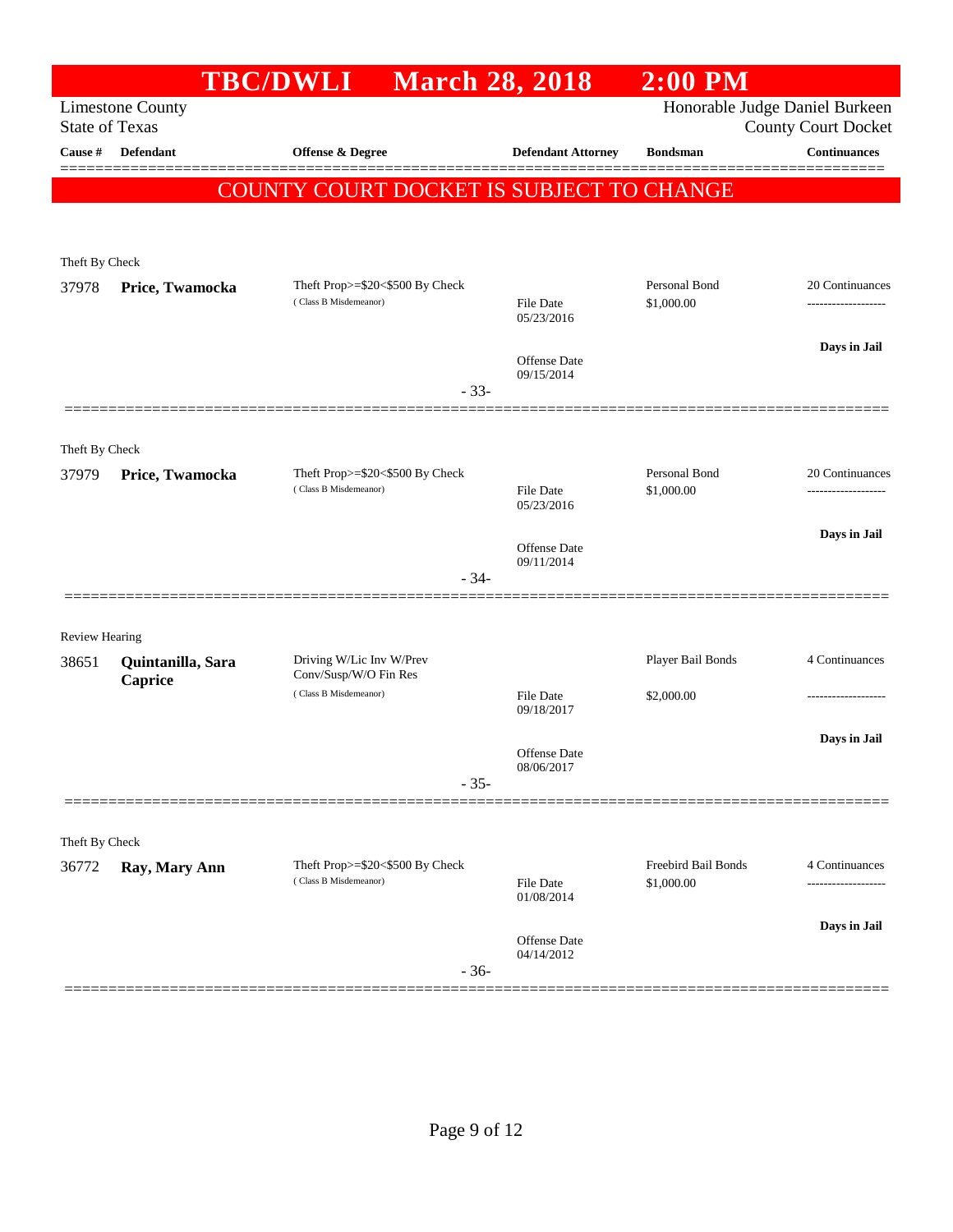# TBC/DWLI March 28, 2018 2:00 PM

Limestone County
State of Texas

Honorable Judge Daniel Burkeen
County Court Docket

| Cause # | Defendant | Offense & Degree | Defendant Attorney | Bondsman | Continuances |
|---|---|---|---|---|---|

**COUNTY COURT DOCKET IS SUBJECT TO CHANGE**

---

Theft By Check

| Cause # | Defendant | Offense & Degree | Defendant Attorney | Bondsman | Continuances |
|---|---|---|---|---|---|
| 37978 | **Price, Twamocka** | Theft Prop>=$20<$500 By Check (Class B Misdemeanor) | File Date 05/23/2016; Offense Date 09/15/2014 | Personal Bond $1,000.00 | 20 Continuances; Days in Jail |

- 33-

---

Theft By Check

| Cause # | Defendant | Offense & Degree | Defendant Attorney | Bondsman | Continuances |
|---|---|---|---|---|---|
| 37979 | **Price, Twamocka** | Theft Prop>=$20<$500 By Check (Class B Misdemeanor) | File Date 05/23/2016; Offense Date 09/11/2014 | Personal Bond $1,000.00 | 20 Continuances; Days in Jail |

- 34-

---

Review Hearing

| Cause # | Defendant | Offense & Degree | Defendant Attorney | Bondsman | Continuances |
|---|---|---|---|---|---|
| 38651 | **Quintanilla, Sara Caprice** | Driving W/Lic Inv W/Prev Conv/Susp/W/O Fin Res (Class B Misdemeanor) | File Date 09/18/2017; Offense Date 08/06/2017 | Player Bail Bonds $2,000.00 | 4 Continuances; Days in Jail |

- 35-

---

Theft By Check

| Cause # | Defendant | Offense & Degree | Defendant Attorney | Bondsman | Continuances |
|---|---|---|---|---|---|
| 36772 | **Ray, Mary Ann** | Theft Prop>=$20<$500 By Check (Class B Misdemeanor) | File Date 01/08/2014; Offense Date 04/14/2012 | Freebird Bail Bonds $1,000.00 | 4 Continuances; Days in Jail |

- 36-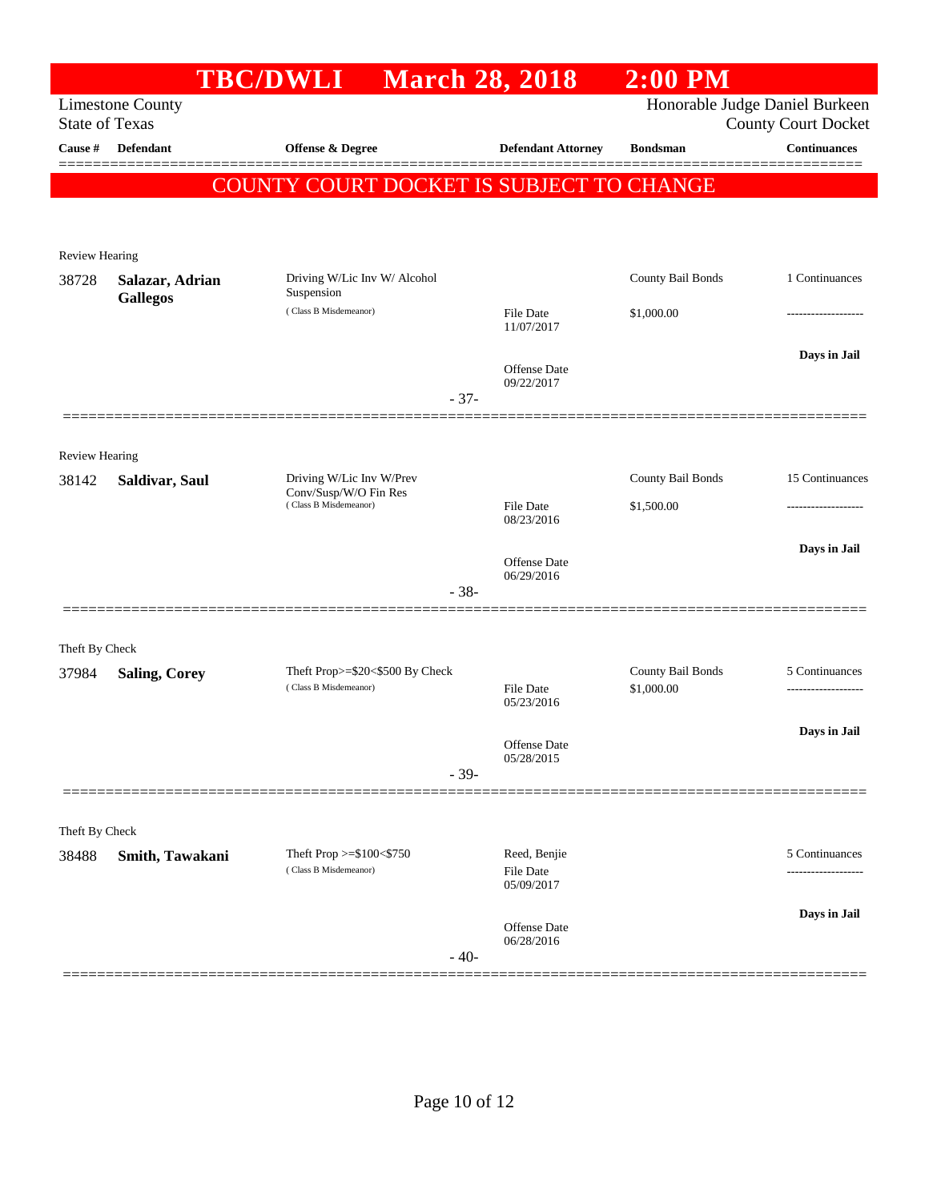# TBC/DWLI March 28, 2018 2:00 PM

Limestone County
State of Texas

Honorable Judge Daniel Burkeen
County Court Docket

| Cause # | Defendant | Offense & Degree | Defendant Attorney | Bondsman | Continuances |
|---|---|---|---|---|---|

**COUNTY COURT DOCKET IS SUBJECT TO CHANGE**

---

Review Hearing

| Cause # | Defendant | Offense & Degree | Defendant Attorney | Bondsman | Continuances |
|---|---|---|---|---|---|
| 38728 | **Salazar, Adrian Gallegos** | Driving W/Lic Inv W/ Alcohol Suspension (Class B Misdemeanor) | File Date 11/07/2017 Offense Date 09/22/2017 | County Bail Bonds $1,000.00 | 1 Continuances ------------------- **Days in Jail** |

- 37-

---

Review Hearing

| Cause # | Defendant | Offense & Degree | Defendant Attorney | Bondsman | Continuances |
|---|---|---|---|---|---|
| 38142 | **Saldivar, Saul** | Driving W/Lic Inv W/Prev Conv/Susp/W/O Fin Res (Class B Misdemeanor) | File Date 08/23/2016 Offense Date 06/29/2016 | County Bail Bonds $1,500.00 | 15 Continuances ------------------- **Days in Jail** |

- 38-

---

Theft By Check

| Cause # | Defendant | Offense & Degree | Defendant Attorney | Bondsman | Continuances |
|---|---|---|---|---|---|
| 37984 | **Saling, Corey** | Theft Prop>=$20<$500 By Check (Class B Misdemeanor) | File Date 05/23/2016 Offense Date 05/28/2015 | County Bail Bonds $1,000.00 | 5 Continuances ------------------- **Days in Jail** |

- 39-

---

Theft By Check

| Cause # | Defendant | Offense & Degree | Defendant Attorney | Bondsman | Continuances |
|---|---|---|---|---|---|
| 38488 | **Smith, Tawakani** | Theft Prop >=$100<$750 (Class B Misdemeanor) | Reed, Benjie File Date 05/09/2017 Offense Date 06/28/2016 | | 5 Continuances ------------------- **Days in Jail** |

- 40-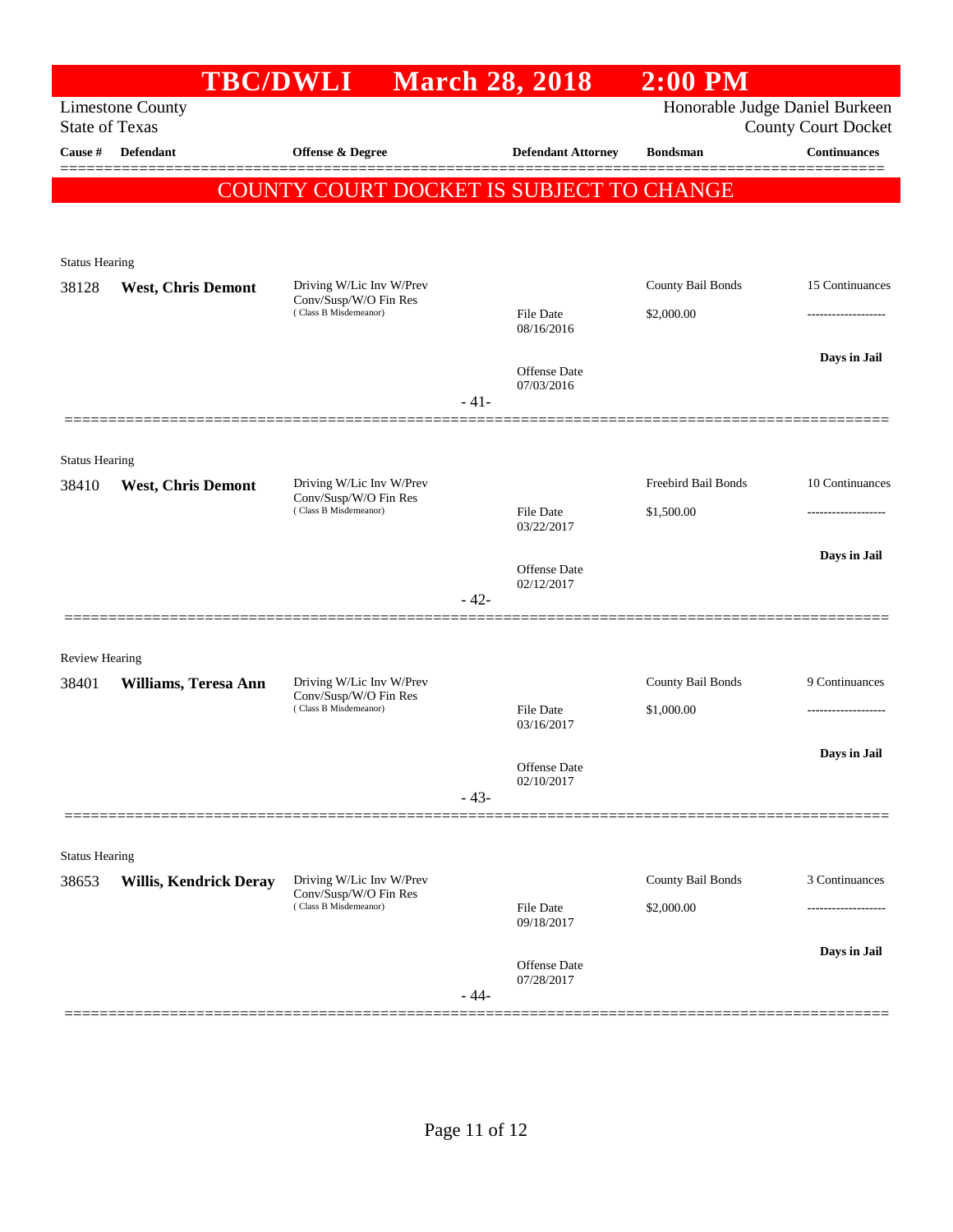# TBC/DWLI March 28, 2018 2:00 PM

Limestone County
State of Texas

Honorable Judge Daniel Burkeen
County Court Docket

| Cause # | Defendant | Offense & Degree | Defendant Attorney | Bondsman | Continuances |
|---|---|---|---|---|---|

**COUNTY COURT DOCKET IS SUBJECT TO CHANGE**

Status Hearing

| Cause # | Defendant | Offense & Degree | Defendant Attorney | Bondsman | Continuances |
|---|---|---|---|---|---|
| 38128 | **West, Chris Demont** | Driving W/Lic Inv W/Prev Conv/Susp/W/O Fin Res (Class B Misdemeanor) | File Date 08/16/2016<br>Offense Date 07/03/2016 | County Bail Bonds<br>$2,000.00 | 15 Continuances<br>-------------------<br>**Days in Jail** |

- 41-

Status Hearing

| Cause # | Defendant | Offense & Degree | Defendant Attorney | Bondsman | Continuances |
|---|---|---|---|---|---|
| 38410 | **West, Chris Demont** | Driving W/Lic Inv W/Prev Conv/Susp/W/O Fin Res (Class B Misdemeanor) | File Date 03/22/2017<br>Offense Date 02/12/2017 | Freebird Bail Bonds<br>$1,500.00 | 10 Continuances<br>-------------------<br>**Days in Jail** |

- 42-

Review Hearing

| Cause # | Defendant | Offense & Degree | Defendant Attorney | Bondsman | Continuances |
|---|---|---|---|---|---|
| 38401 | **Williams, Teresa Ann** | Driving W/Lic Inv W/Prev Conv/Susp/W/O Fin Res (Class B Misdemeanor) | File Date 03/16/2017<br>Offense Date 02/10/2017 | County Bail Bonds<br>$1,000.00 | 9 Continuances<br>-------------------<br>**Days in Jail** |

- 43-

Status Hearing

| Cause # | Defendant | Offense & Degree | Defendant Attorney | Bondsman | Continuances |
|---|---|---|---|---|---|
| 38653 | **Willis, Kendrick Deray** | Driving W/Lic Inv W/Prev Conv/Susp/W/O Fin Res (Class B Misdemeanor) | File Date 09/18/2017<br>Offense Date 07/28/2017 | County Bail Bonds<br>$2,000.00 | 3 Continuances<br>-------------------<br>**Days in Jail** |

- 44-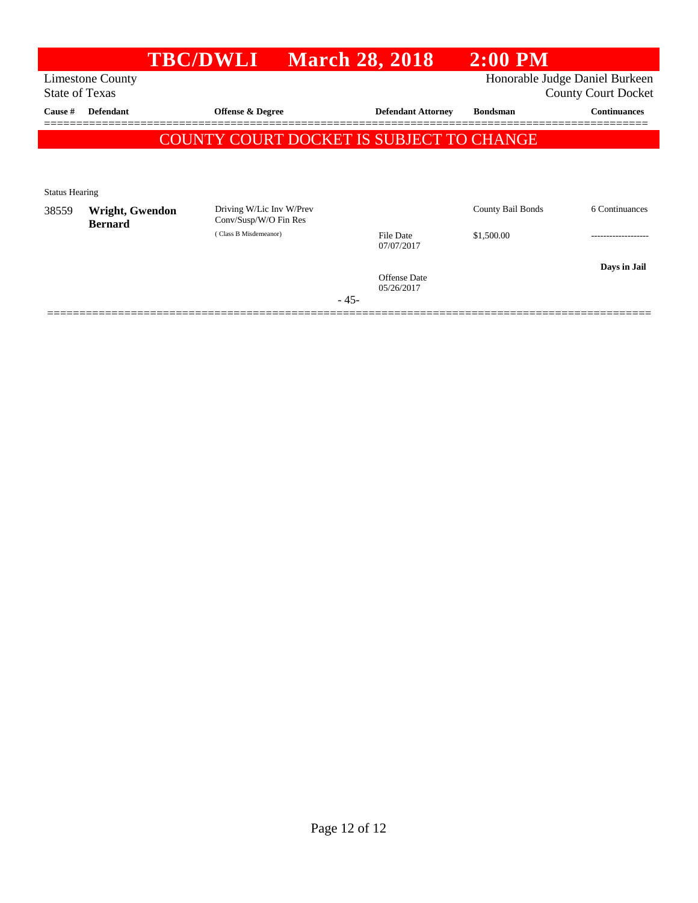# TBC/DWLI March 28, 2018 2:00 PM

Limestone County
State of Texas

Honorable Judge Daniel Burkeen
County Court Docket

| Cause # | Defendant | Offense & Degree | Defendant Attorney | Bondsman | Continuances |
|---|---|---|---|---|---|

## COUNTY COURT DOCKET IS SUBJECT TO CHANGE

Status Hearing

| Cause # | Defendant | Offense & Degree | Defendant Attorney | Bondsman | Continuances |
|---|---|---|---|---|---|
| 38559 | **Wright, Gwendon Bernard** | Driving W/Lic Inv W/Prev Conv/Susp/W/O Fin Res ( Class B Misdemeanor) | File Date 07/07/2017 Offense Date 05/26/2017 | County Bail Bonds $1,500.00 | 6 Continuances ------------------- **Days in Jail** |

- 45-